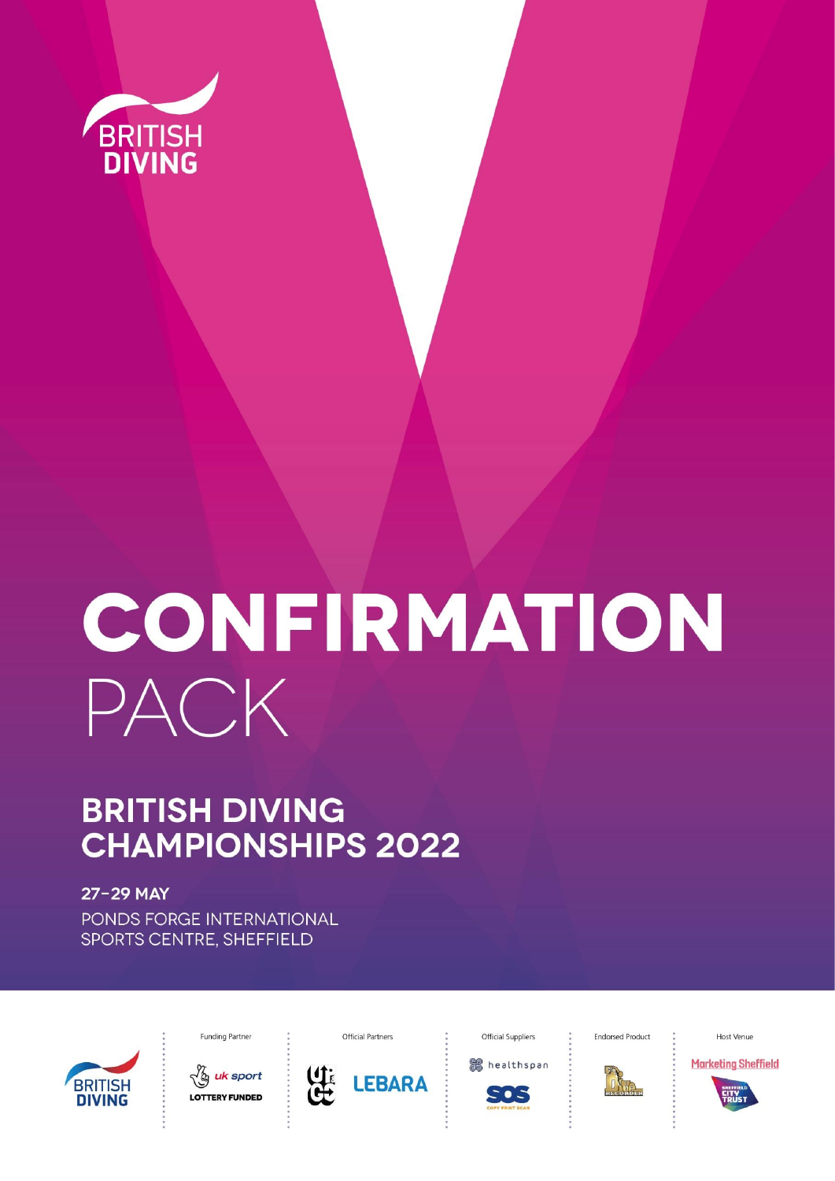BRITISH DIVING

# CONFIRMATION PACK

## BRITISH DIVING CHAMPIONSHIPS 2022

**27–29 MAY**

PONDS FORGE INTERNATIONAL SPORTS CENTRE, SHEFFIELD

Funding Partner | Official Partners | Official Suppliers | Endorsed Product | Host Venue

uk sport LOTTERY FUNDED | LEBARA | healthspan SOS COPY PRINT SCAN | Marketing Sheffield | SHEFFIELD CITY TRUST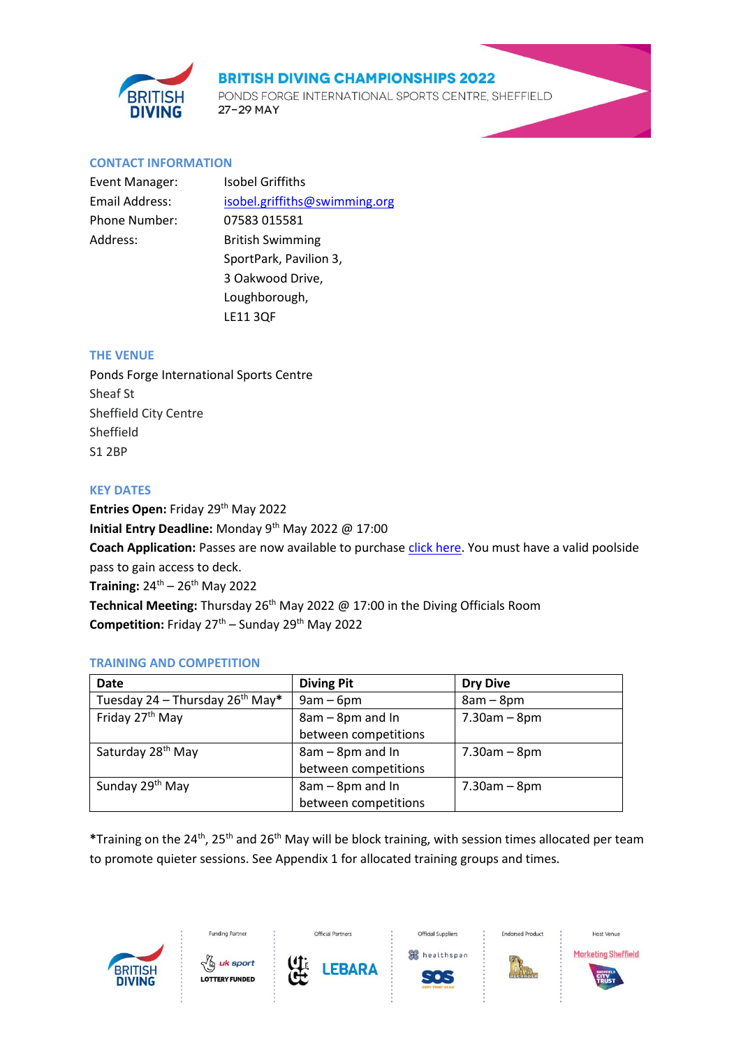**BRITISH DIVING CHAMPIONSHIPS 2022**

PONDS FORGE INTERNATIONAL SPORTS CENTRE, SHEFFIELD

27–29 MAY

## CONTACT INFORMATION

| | |
|---|---|
| Event Manager: | Isobel Griffiths |
| Email Address: | isobel.griffiths@swimming.org |
| Phone Number: | 07583 015581 |
| Address: | British Swimming<br>SportPark, Pavilion 3,<br>3 Oakwood Drive,<br>Loughborough,<br>LE11 3QF |

## THE VENUE

Ponds Forge International Sports Centre
Sheaf St
Sheffield City Centre
Sheffield
S1 2BP

## KEY DATES

**Entries Open:** Friday 29th May 2022

**Initial Entry Deadline:** Monday 9th May 2022 @ 17:00

**Coach Application:** Passes are now available to purchase click here. You must have a valid poolside pass to gain access to deck.

**Training:** 24th – 26th May 2022

**Technical Meeting:** Thursday 26th May 2022 @ 17:00 in the Diving Officials Room

**Competition:** Friday 27th – Sunday 29th May 2022

## TRAINING AND COMPETITION

| Date | Diving Pit | Dry Dive |
|---|---|---|
| Tuesday 24 – Thursday 26th May* | 9am – 6pm | 8am – 8pm |
| Friday 27th May | 8am – 8pm and In between competitions | 7.30am – 8pm |
| Saturday 28th May | 8am – 8pm and In between competitions | 7.30am – 8pm |
| Sunday 29th May | 8am – 8pm and In between competitions | 7.30am – 8pm |

***Training on the 24th, 25th and 26th May will be block training, with session times allocated per team to promote quieter sessions. See Appendix 1 for allocated training groups and times.**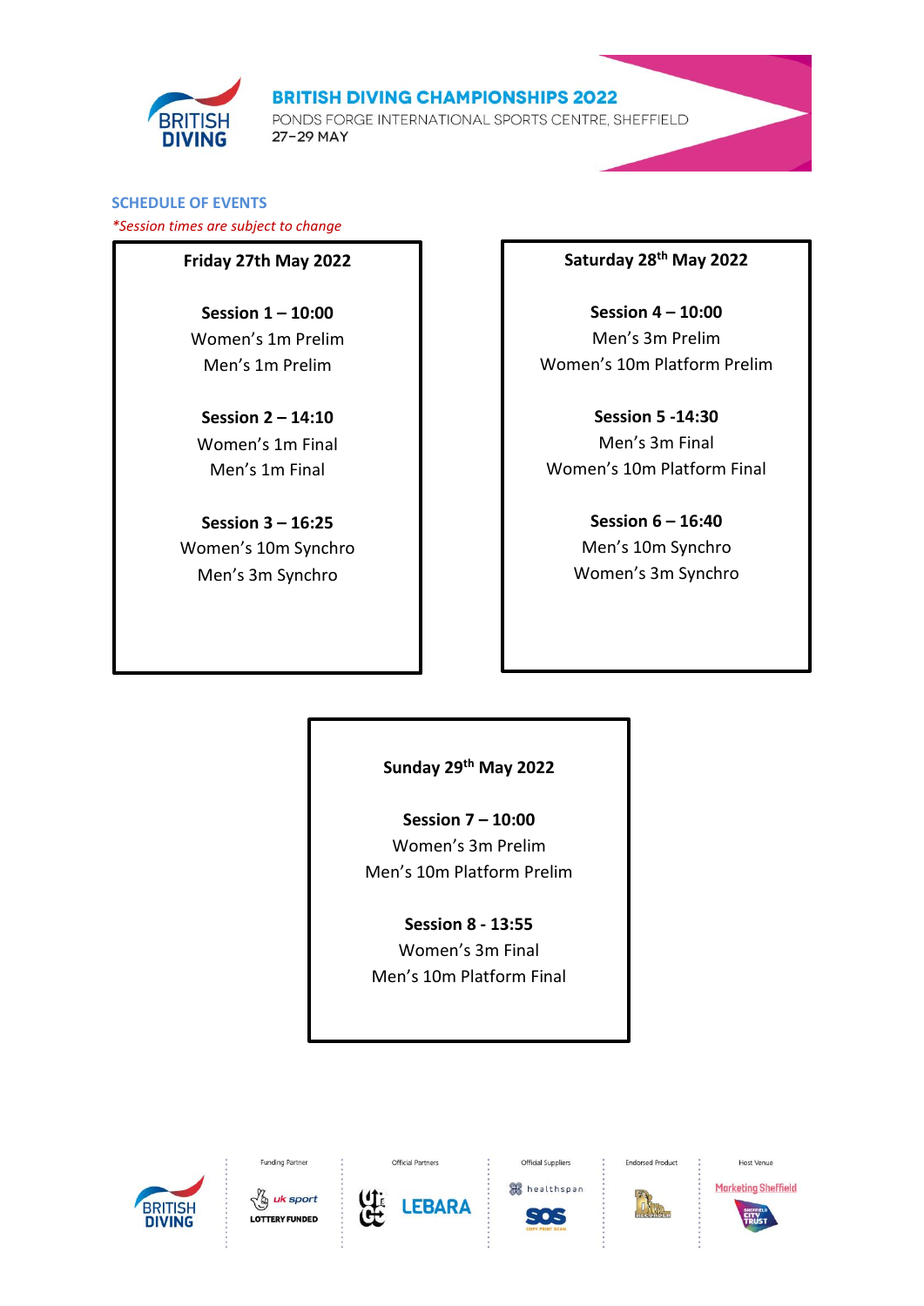# BRITISH DIVING CHAMPIONSHIPS 2022

PONDS FORGE INTERNATIONAL SPORTS CENTRE, SHEFFIELD
27–29 MAY

## SCHEDULE OF EVENTS

*\*Session times are subject to change*

### Friday 27th May 2022

**Session 1 – 10:00**
Women's 1m Prelim
Men's 1m Prelim

**Session 2 – 14:10**
Women's 1m Final
Men's 1m Final

**Session 3 – 16:25**
Women's 10m Synchro
Men's 3m Synchro

### Saturday 28th May 2022

**Session 4 – 10:00**
Men's 3m Prelim
Women's 10m Platform Prelim

**Session 5 -14:30**
Men's 3m Final
Women's 10m Platform Final

**Session 6 – 16:40**
Men's 10m Synchro
Women's 3m Synchro

### Sunday 29th May 2022

**Session 7 – 10:00**
Women's 3m Prelim
Men's 10m Platform Prelim

**Session 8 - 13:55**
Women's 3m Final
Men's 10m Platform Final

Funding Partner | Official Partners | Official Suppliers | Endorsed Product | Host Venue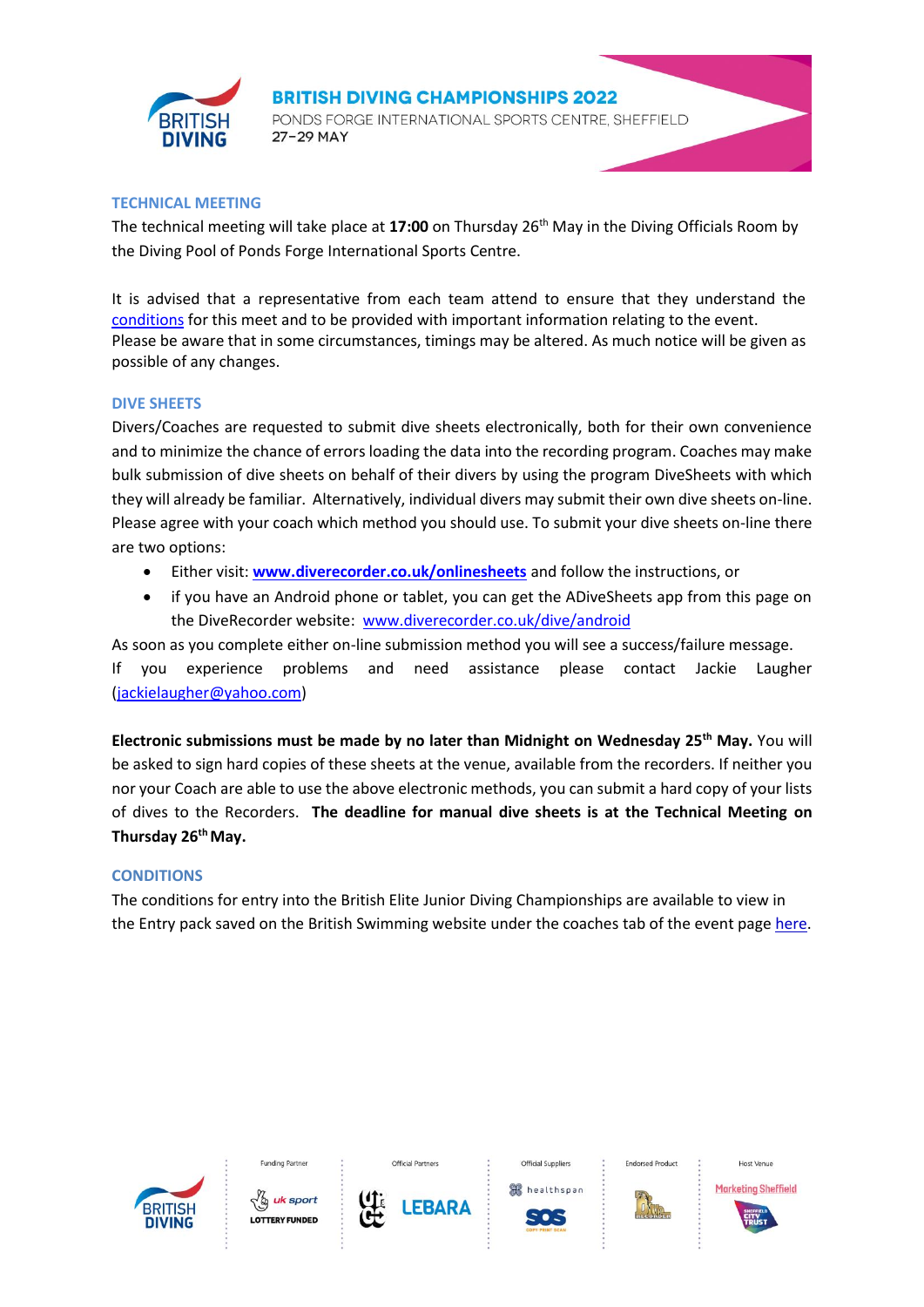## TECHNICAL MEETING

The technical meeting will take place at **17:00** on Thursday 26th May in the Diving Officials Room by the Diving Pool of Ponds Forge International Sports Centre.

It is advised that a representative from each team attend to ensure that they understand the conditions for this meet and to be provided with important information relating to the event. Please be aware that in some circumstances, timings may be altered. As much notice will be given as possible of any changes.

## DIVE SHEETS

Divers/Coaches are requested to submit dive sheets electronically, both for their own convenience and to minimize the chance of errors loading the data into the recording program. Coaches may make bulk submission of dive sheets on behalf of their divers by using the program DiveSheets with which they will already be familiar. Alternatively, individual divers may submit their own dive sheets on-line. Please agree with your coach which method you should use. To submit your dive sheets on-line there are two options:

- Either visit: **www.diverecorder.co.uk/onlinesheets** and follow the instructions, or
- if you have an Android phone or tablet, you can get the ADiveSheets app from this page on the DiveRecorder website: www.diverecorder.co.uk/dive/android

As soon as you complete either on-line submission method you will see a success/failure message. If you experience problems and need assistance please contact Jackie Laugher (jackielaugher@yahoo.com)

**Electronic submissions must be made by no later than Midnight on Wednesday 25th May.** You will be asked to sign hard copies of these sheets at the venue, available from the recorders. If neither you nor your Coach are able to use the above electronic methods, you can submit a hard copy of your lists of dives to the Recorders. **The deadline for manual dive sheets is at the Technical Meeting on Thursday 26th May.**

## CONDITIONS

The conditions for entry into the British Elite Junior Diving Championships are available to view in the Entry pack saved on the British Swimming website under the coaches tab of the event page here.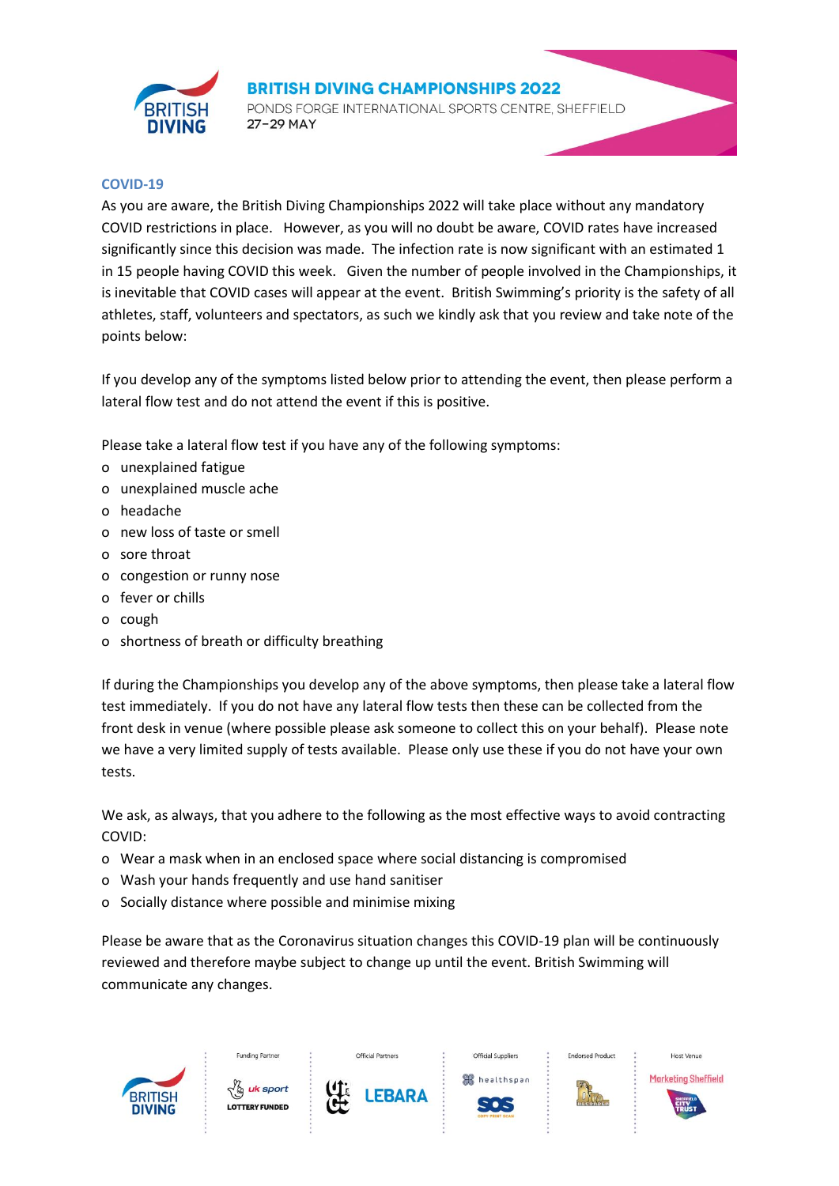## COVID-19

As you are aware, the British Diving Championships 2022 will take place without any mandatory COVID restrictions in place. However, as you will no doubt be aware, COVID rates have increased significantly since this decision was made. The infection rate is now significant with an estimated 1 in 15 people having COVID this week. Given the number of people involved in the Championships, it is inevitable that COVID cases will appear at the event. British Swimming's priority is the safety of all athletes, staff, volunteers and spectators, as such we kindly ask that you review and take note of the points below:

If you develop any of the symptoms listed below prior to attending the event, then please perform a lateral flow test and do not attend the event if this is positive.

Please take a lateral flow test if you have any of the following symptoms:

- unexplained fatigue
- unexplained muscle ache
- headache
- new loss of taste or smell
- sore throat
- congestion or runny nose
- fever or chills
- cough
- shortness of breath or difficulty breathing

If during the Championships you develop any of the above symptoms, then please take a lateral flow test immediately. If you do not have any lateral flow tests then these can be collected from the front desk in venue (where possible please ask someone to collect this on your behalf). Please note we have a very limited supply of tests available. Please only use these if you do not have your own tests.

We ask, as always, that you adhere to the following as the most effective ways to avoid contracting COVID:

- Wear a mask when in an enclosed space where social distancing is compromised
- Wash your hands frequently and use hand sanitiser
- Socially distance where possible and minimise mixing

Please be aware that as the Coronavirus situation changes this COVID-19 plan will be continuously reviewed and therefore maybe subject to change up until the event. British Swimming will communicate any changes.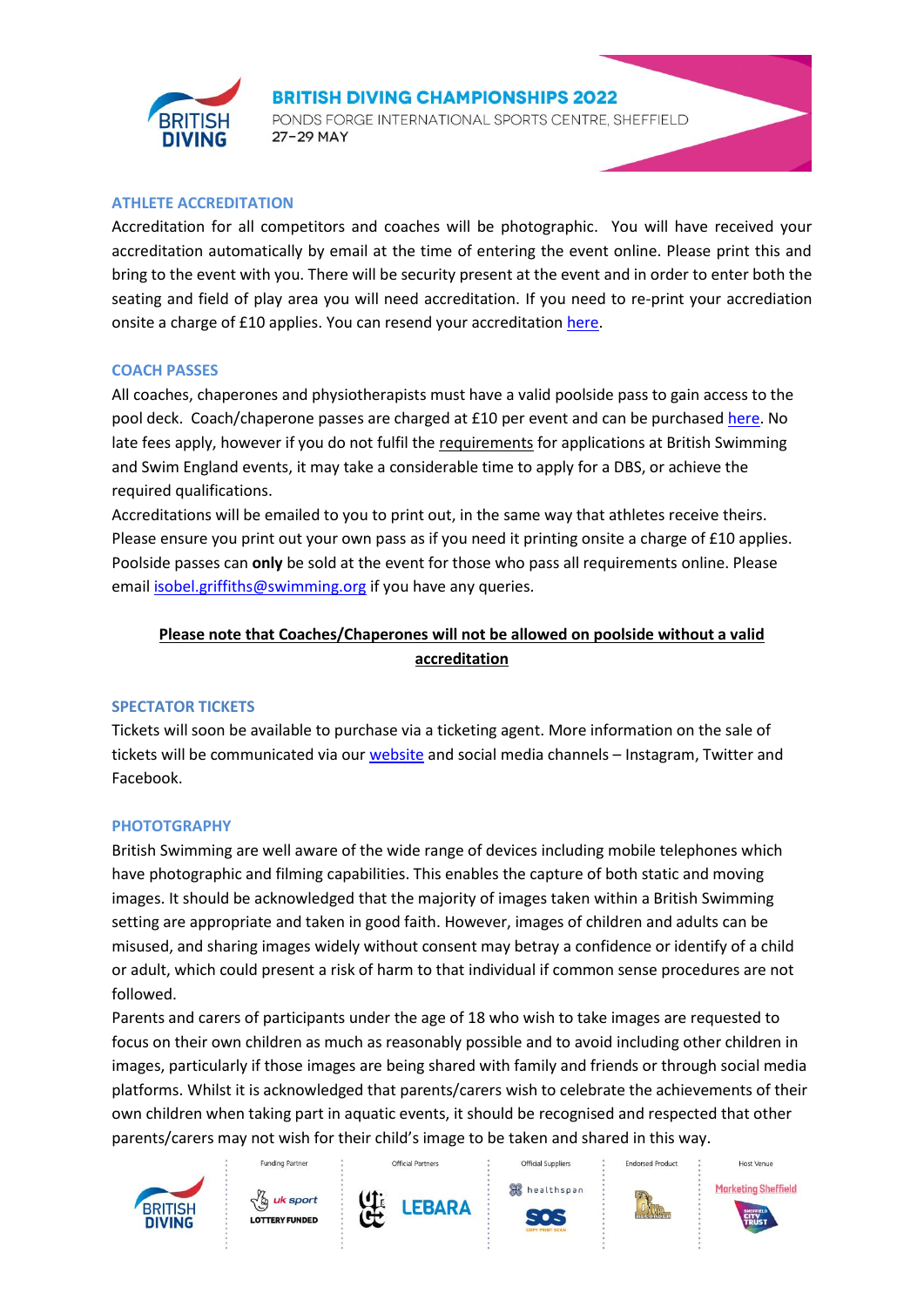## ATHLETE ACCREDITATION

Accreditation for all competitors and coaches will be photographic. You will have received your accreditation automatically by email at the time of entering the event online. Please print this and bring to the event with you. There will be security present at the event and in order to enter both the seating and field of play area you will need accreditation. If you need to re-print your accrediation onsite a charge of £10 applies. You can resend your accreditation here.

## COACH PASSES

All coaches, chaperones and physiotherapists must have a valid poolside pass to gain access to the pool deck. Coach/chaperone passes are charged at £10 per event and can be purchased here. No late fees apply, however if you do not fulfil the requirements for applications at British Swimming and Swim England events, it may take a considerable time to apply for a DBS, or achieve the required qualifications.

Accreditations will be emailed to you to print out, in the same way that athletes receive theirs. Please ensure you print out your own pass as if you need it printing onsite a charge of £10 applies. Poolside passes can **only** be sold at the event for those who pass all requirements online. Please email isobel.griffiths@swimming.org if you have any queries.

**Please note that Coaches/Chaperones will not be allowed on poolside without a valid accreditation**

## SPECTATOR TICKETS

Tickets will soon be available to purchase via a ticketing agent. More information on the sale of tickets will be communicated via our website and social media channels – Instagram, Twitter and Facebook.

## PHOTOTGRAPHY

British Swimming are well aware of the wide range of devices including mobile telephones which have photographic and filming capabilities. This enables the capture of both static and moving images. It should be acknowledged that the majority of images taken within a British Swimming setting are appropriate and taken in good faith. However, images of children and adults can be misused, and sharing images widely without consent may betray a confidence or identify of a child or adult, which could present a risk of harm to that individual if common sense procedures are not followed.

Parents and carers of participants under the age of 18 who wish to take images are requested to focus on their own children as much as reasonably possible and to avoid including other children in images, particularly if those images are being shared with family and friends or through social media platforms. Whilst it is acknowledged that parents/carers wish to celebrate the achievements of their own children when taking part in aquatic events, it should be recognised and respected that other parents/carers may not wish for their child's image to be taken and shared in this way.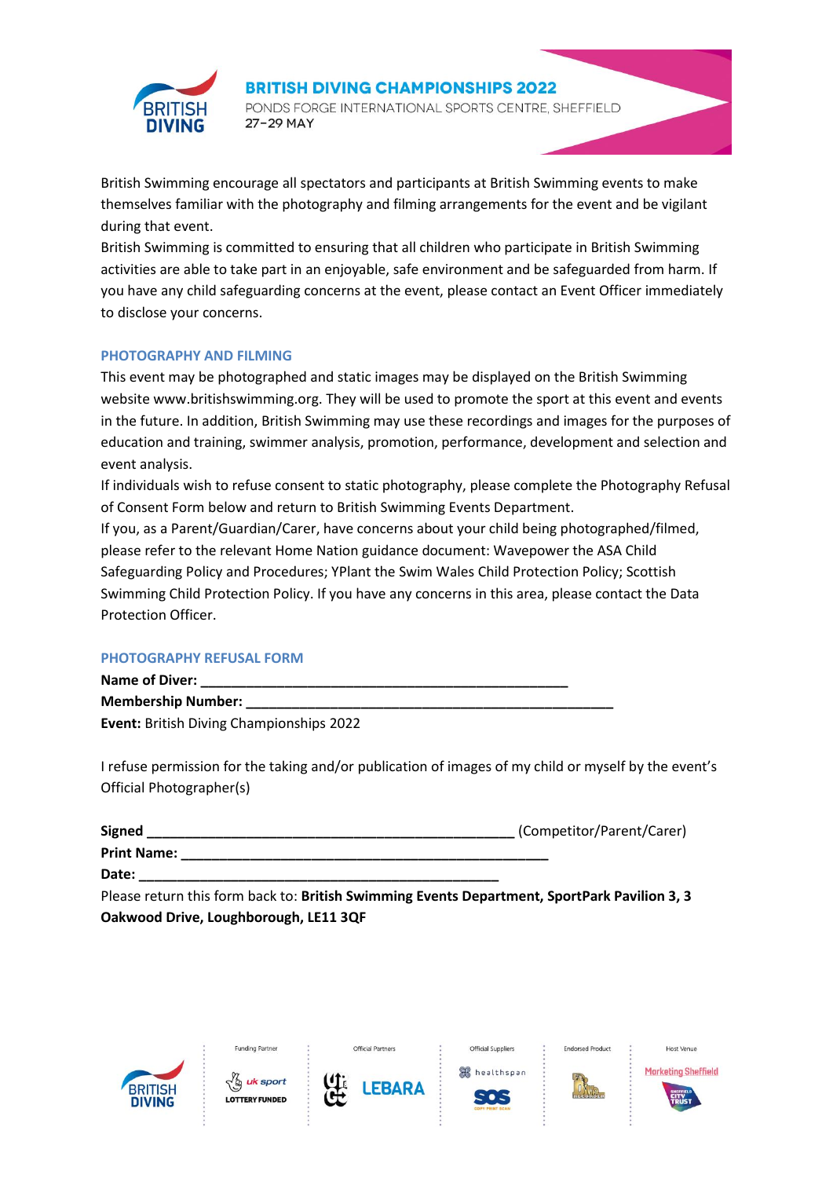British Swimming encourage all spectators and participants at British Swimming events to make themselves familiar with the photography and filming arrangements for the event and be vigilant during that event.
British Swimming is committed to ensuring that all children who participate in British Swimming activities are able to take part in an enjoyable, safe environment and be safeguarded from harm. If you have any child safeguarding concerns at the event, please contact an Event Officer immediately to disclose your concerns.

## PHOTOGRAPHY AND FILMING

This event may be photographed and static images may be displayed on the British Swimming website www.britishswimming.org. They will be used to promote the sport at this event and events in the future. In addition, British Swimming may use these recordings and images for the purposes of education and training, swimmer analysis, promotion, performance, development and selection and event analysis.
If individuals wish to refuse consent to static photography, please complete the Photography Refusal of Consent Form below and return to British Swimming Events Department.
If you, as a Parent/Guardian/Carer, have concerns about your child being photographed/filmed, please refer to the relevant Home Nation guidance document: Wavepower the ASA Child Safeguarding Policy and Procedures; YPlant the Swim Wales Child Protection Policy; Scottish Swimming Child Protection Policy. If you have any concerns in this area, please contact the Data Protection Officer.

## PHOTOGRAPHY REFUSAL FORM

**Name of Diver:** ______________________________________________

**Membership Number:** ______________________________________________

**Event:** British Diving Championships 2022

I refuse permission for the taking and/or publication of images of my child or myself by the event's Official Photographer(s)

**Signed** ______________________________________________ (Competitor/Parent/Carer)

**Print Name:** ______________________________________________

**Date:** ______________________________________________

Please return this form back to: **British Swimming Events Department, SportPark Pavilion 3, 3 Oakwood Drive, Loughborough, LE11 3QF**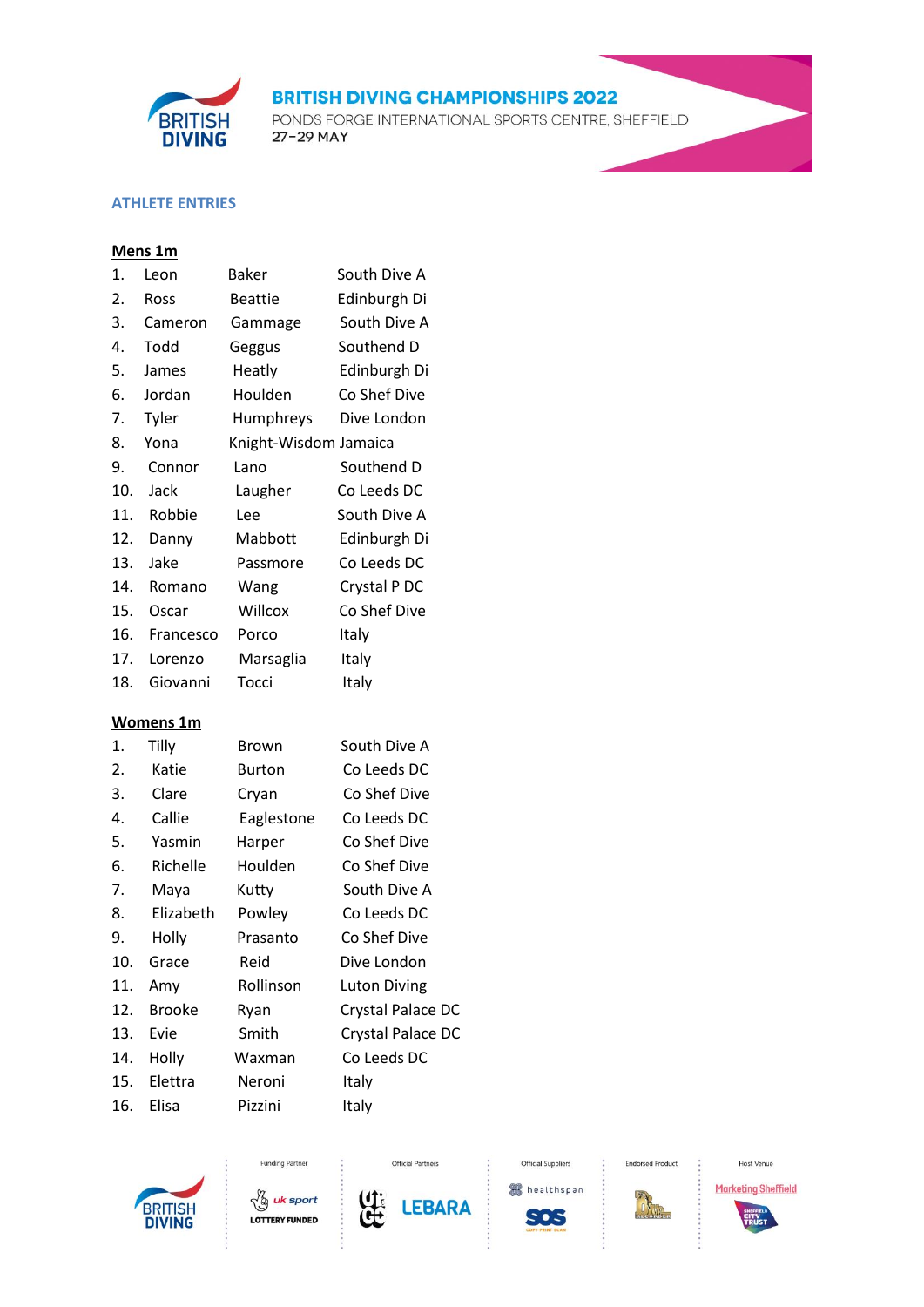# BRITISH DIVING CHAMPIONSHIPS 2022

PONDS FORGE INTERNATIONAL SPORTS CENTRE, SHEFFIELD
27–29 MAY

## ATHLETE ENTRIES

### Mens 1m

| | | | |
|---|---|---|---|
| 1. | Leon | Baker | South Dive A |
| 2. | Ross | Beattie | Edinburgh Di |
| 3. | Cameron | Gammage | South Dive A |
| 4. | Todd | Geggus | Southend D |
| 5. | James | Heatly | Edinburgh Di |
| 6. | Jordan | Houlden | Co Shef Dive |
| 7. | Tyler | Humphreys | Dive London |
| 8. | Yona | Knight-Wisdom | Jamaica |
| 9. | Connor | Lano | Southend D |
| 10. | Jack | Laugher | Co Leeds DC |
| 11. | Robbie | Lee | South Dive A |
| 12. | Danny | Mabbott | Edinburgh Di |
| 13. | Jake | Passmore | Co Leeds DC |
| 14. | Romano | Wang | Crystal P DC |
| 15. | Oscar | Willcox | Co Shef Dive |
| 16. | Francesco | Porco | Italy |
| 17. | Lorenzo | Marsaglia | Italy |
| 18. | Giovanni | Tocci | Italy |

### Womens 1m

| | | | |
|---|---|---|---|
| 1. | Tilly | Brown | South Dive A |
| 2. | Katie | Burton | Co Leeds DC |
| 3. | Clare | Cryan | Co Shef Dive |
| 4. | Callie | Eaglestone | Co Leeds DC |
| 5. | Yasmin | Harper | Co Shef Dive |
| 6. | Richelle | Houlden | Co Shef Dive |
| 7. | Maya | Kutty | South Dive A |
| 8. | Elizabeth | Powley | Co Leeds DC |
| 9. | Holly | Prasanto | Co Shef Dive |
| 10. | Grace | Reid | Dive London |
| 11. | Amy | Rollinson | Luton Diving |
| 12. | Brooke | Ryan | Crystal Palace DC |
| 13. | Evie | Smith | Crystal Palace DC |
| 14. | Holly | Waxman | Co Leeds DC |
| 15. | Elettra | Neroni | Italy |
| 16. | Elisa | Pizzini | Italy |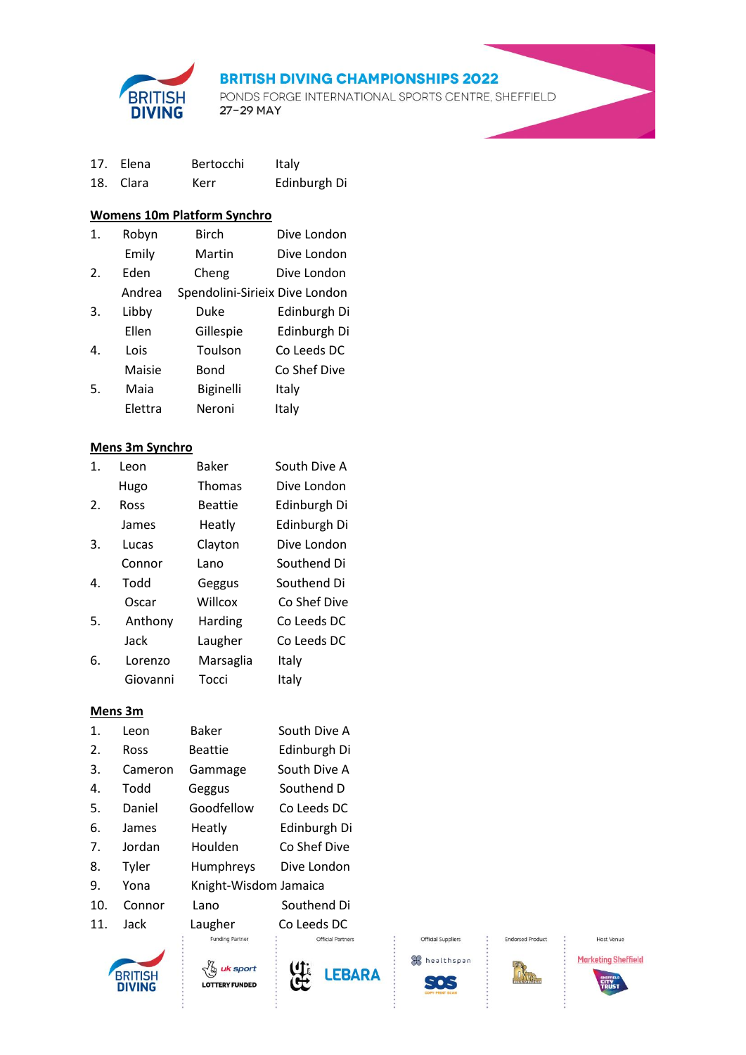| | | | |
|---|---|---|---|
| 17. | Elena | Bertocchi | Italy |
| 18. | Clara | Kerr | Edinburgh Di |

**Womens 10m Platform Synchro**

| | | | |
|---|---|---|---|
| 1. | Robyn | Birch | Dive London |
| | Emily | Martin | Dive London |
| 2. | Eden | Cheng | Dive London |
| | Andrea | Spendolini-Sirieix | Dive London |
| 3. | Libby | Duke | Edinburgh Di |
| | Ellen | Gillespie | Edinburgh Di |
| 4. | Lois | Toulson | Co Leeds DC |
| | Maisie | Bond | Co Shef Dive |
| 5. | Maia | Biginelli | Italy |
| | Elettra | Neroni | Italy |

**Mens 3m Synchro**

| | | | |
|---|---|---|---|
| 1. | Leon | Baker | South Dive A |
| | Hugo | Thomas | Dive London |
| 2. | Ross | Beattie | Edinburgh Di |
| | James | Heatly | Edinburgh Di |
| 3. | Lucas | Clayton | Dive London |
| | Connor | Lano | Southend Di |
| 4. | Todd | Geggus | Southend Di |
| | Oscar | Willcox | Co Shef Dive |
| 5. | Anthony | Harding | Co Leeds DC |
| | Jack | Laugher | Co Leeds DC |
| 6. | Lorenzo | Marsaglia | Italy |
| | Giovanni | Tocci | Italy |

**Mens 3m**

| | | | |
|---|---|---|---|
| 1. | Leon | Baker | South Dive A |
| 2. | Ross | Beattie | Edinburgh Di |
| 3. | Cameron | Gammage | South Dive A |
| 4. | Todd | Geggus | Southend D |
| 5. | Daniel | Goodfellow | Co Leeds DC |
| 6. | James | Heatly | Edinburgh Di |
| 7. | Jordan | Houlden | Co Shef Dive |
| 8. | Tyler | Humphreys | Dive London |
| 9. | Yona | Knight-Wisdom | Jamaica |
| 10. | Connor | Lano | Southend Di |
| 11. | Jack | Laugher | Co Leeds DC |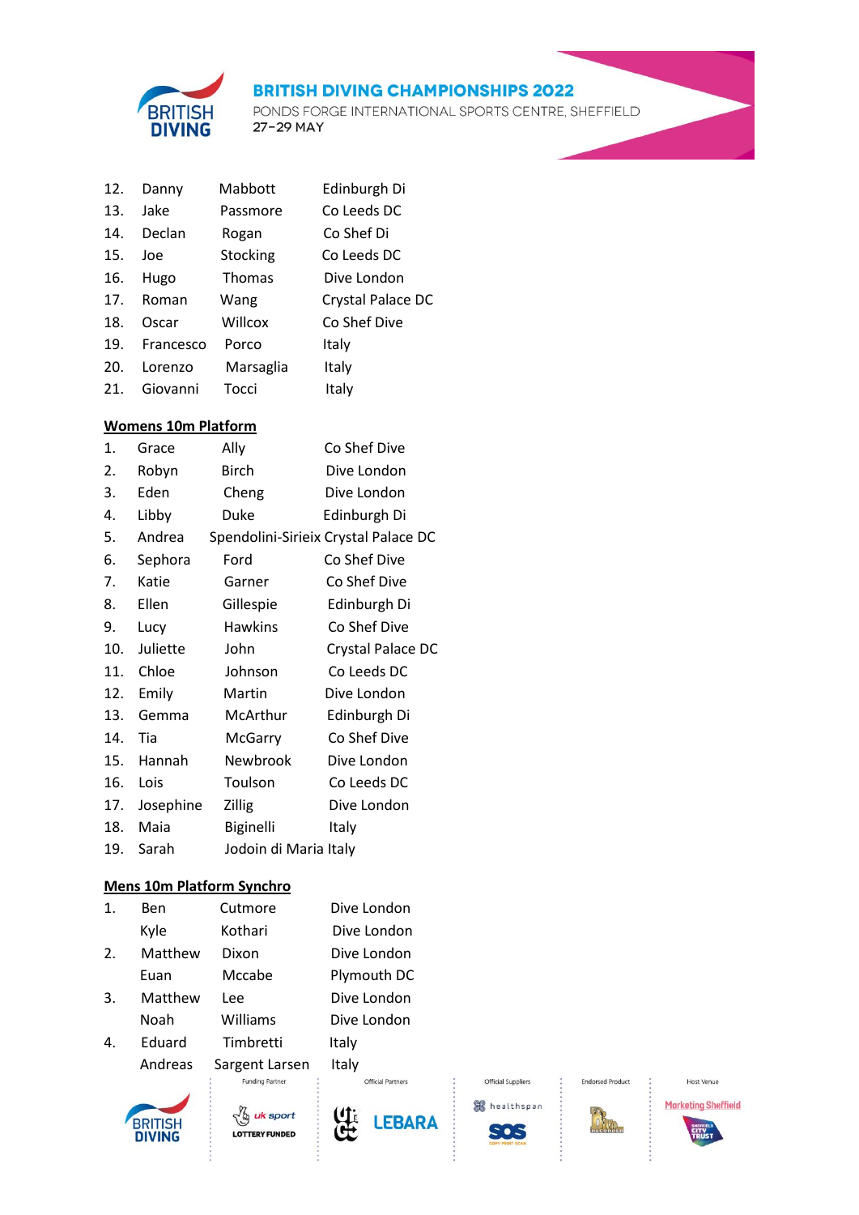| | | | |
|---|---|---|---|
| 12. | Danny | Mabbott | Edinburgh Di |
| 13. | Jake | Passmore | Co Leeds DC |
| 14. | Declan | Rogan | Co Shef Di |
| 15. | Joe | Stocking | Co Leeds DC |
| 16. | Hugo | Thomas | Dive London |
| 17. | Roman | Wang | Crystal Palace DC |
| 18. | Oscar | Willcox | Co Shef Dive |
| 19. | Francesco | Porco | Italy |
| 20. | Lorenzo | Marsaglia | Italy |
| 21. | Giovanni | Tocci | Italy |

**<u>Womens 10m Platform</u>**

| | | | |
|---|---|---|---|
| 1. | Grace | Ally | Co Shef Dive |
| 2. | Robyn | Birch | Dive London |
| 3. | Eden | Cheng | Dive London |
| 4. | Libby | Duke | Edinburgh Di |
| 5. | Andrea | Spendolini-Sirieix | Crystal Palace DC |
| 6. | Sephora | Ford | Co Shef Dive |
| 7. | Katie | Garner | Co Shef Dive |
| 8. | Ellen | Gillespie | Edinburgh Di |
| 9. | Lucy | Hawkins | Co Shef Dive |
| 10. | Juliette | John | Crystal Palace DC |
| 11. | Chloe | Johnson | Co Leeds DC |
| 12. | Emily | Martin | Dive London |
| 13. | Gemma | McArthur | Edinburgh Di |
| 14. | Tia | McGarry | Co Shef Dive |
| 15. | Hannah | Newbrook | Dive London |
| 16. | Lois | Toulson | Co Leeds DC |
| 17. | Josephine | Zillig | Dive London |
| 18. | Maia | Biginelli | Italy |
| 19. | Sarah | Jodoin di Maria | Italy |

**<u>Mens 10m Platform Synchro</u>**

| | | | |
|---|---|---|---|
| 1. | Ben | Cutmore | Dive London |
| | Kyle | Kothari | Dive London |
| 2. | Matthew | Dixon | Dive London |
| | Euan | Mccabe | Plymouth DC |
| 3. | Matthew | Lee | Dive London |
| | Noah | Williams | Dive London |
| 4. | Eduard | Timbretti | Italy |
| | Andreas | Sargent Larsen | Italy |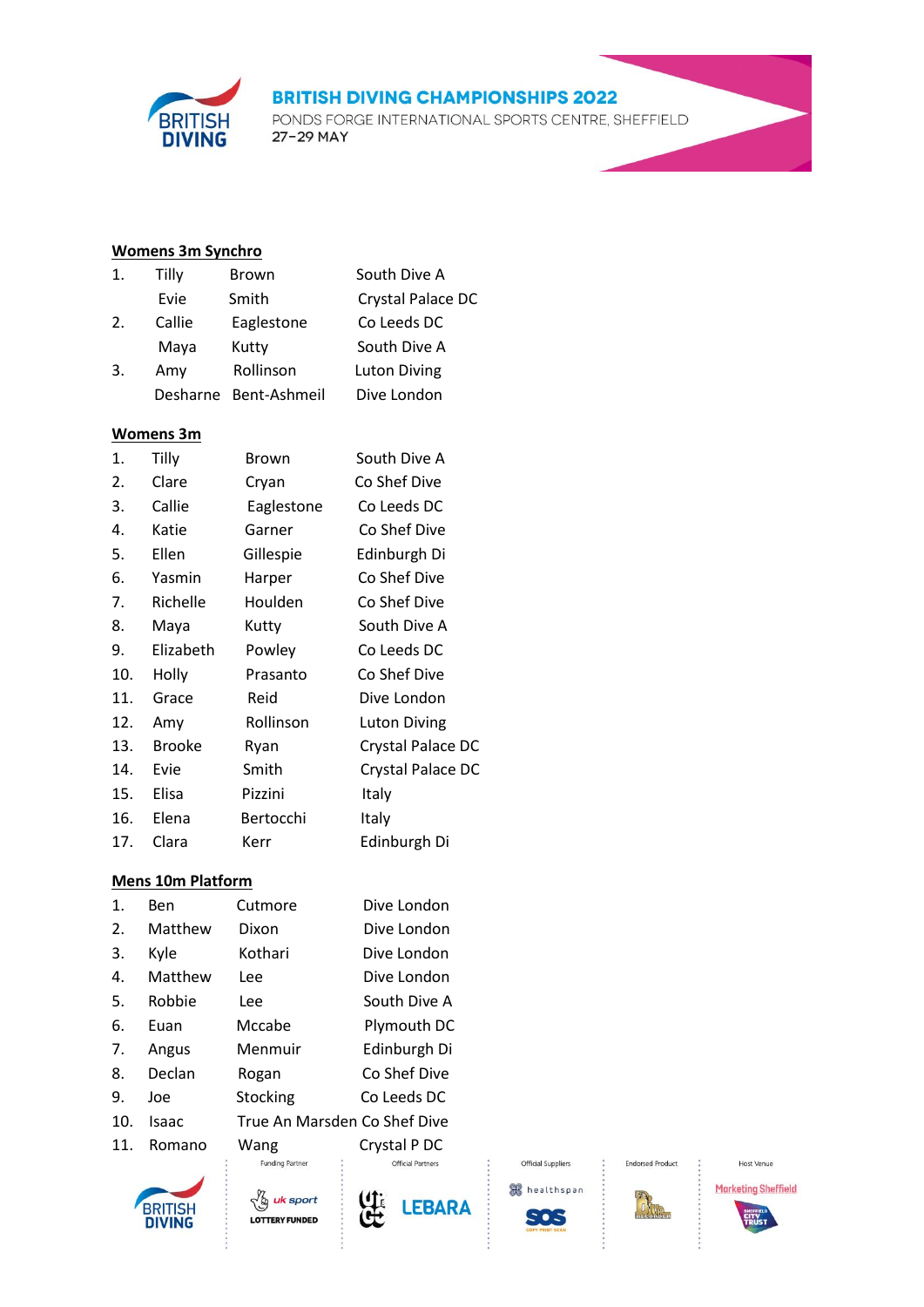## Womens 3m Synchro

| | | | |
|---|---|---|---|
| 1. | Tilly | Brown | South Dive A |
| | Evie | Smith | Crystal Palace DC |
| 2. | Callie | Eaglestone | Co Leeds DC |
| | Maya | Kutty | South Dive A |
| 3. | Amy | Rollinson | Luton Diving |
| | Desharne | Bent-Ashmeil | Dive London |

## Womens 3m

| | | | |
|---|---|---|---|
| 1. | Tilly | Brown | South Dive A |
| 2. | Clare | Cryan | Co Shef Dive |
| 3. | Callie | Eaglestone | Co Leeds DC |
| 4. | Katie | Garner | Co Shef Dive |
| 5. | Ellen | Gillespie | Edinburgh Di |
| 6. | Yasmin | Harper | Co Shef Dive |
| 7. | Richelle | Houlden | Co Shef Dive |
| 8. | Maya | Kutty | South Dive A |
| 9. | Elizabeth | Powley | Co Leeds DC |
| 10. | Holly | Prasanto | Co Shef Dive |
| 11. | Grace | Reid | Dive London |
| 12. | Amy | Rollinson | Luton Diving |
| 13. | Brooke | Ryan | Crystal Palace DC |
| 14. | Evie | Smith | Crystal Palace DC |
| 15. | Elisa | Pizzini | Italy |
| 16. | Elena | Bertocchi | Italy |
| 17. | Clara | Kerr | Edinburgh Di |

## Mens 10m Platform

| | | | |
|---|---|---|---|
| 1. | Ben | Cutmore | Dive London |
| 2. | Matthew | Dixon | Dive London |
| 3. | Kyle | Kothari | Dive London |
| 4. | Matthew | Lee | Dive London |
| 5. | Robbie | Lee | South Dive A |
| 6. | Euan | Mccabe | Plymouth DC |
| 7. | Angus | Menmuir | Edinburgh Di |
| 8. | Declan | Rogan | Co Shef Dive |
| 9. | Joe | Stocking | Co Leeds DC |
| 10. | Isaac | True An Marsden | Co Shef Dive |
| 11. | Romano | Wang | Crystal P DC |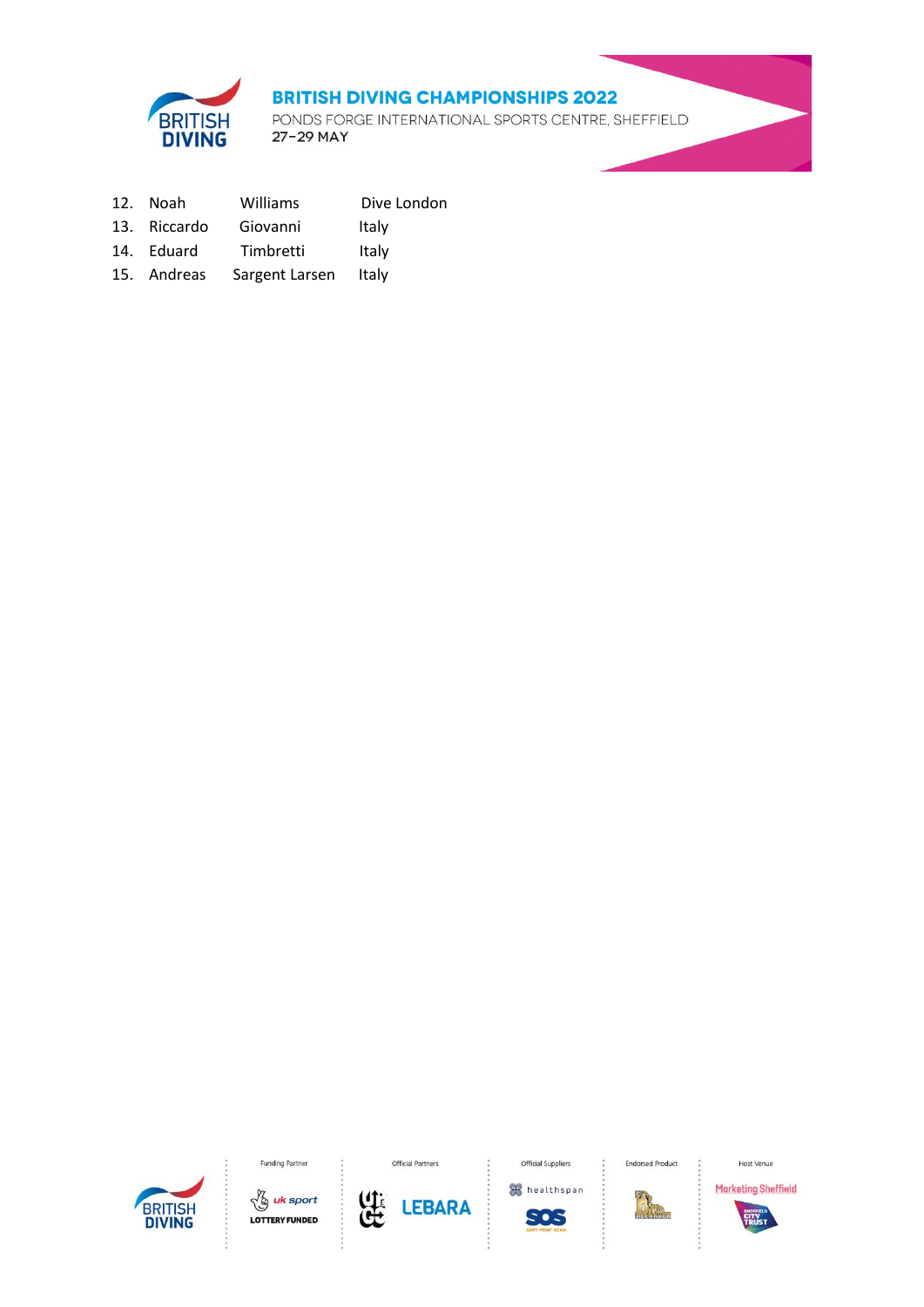12. Noah Williams Dive London
13. Riccardo Giovanni Italy
14. Eduard Timbretti Italy
15. Andreas Sargent Larsen Italy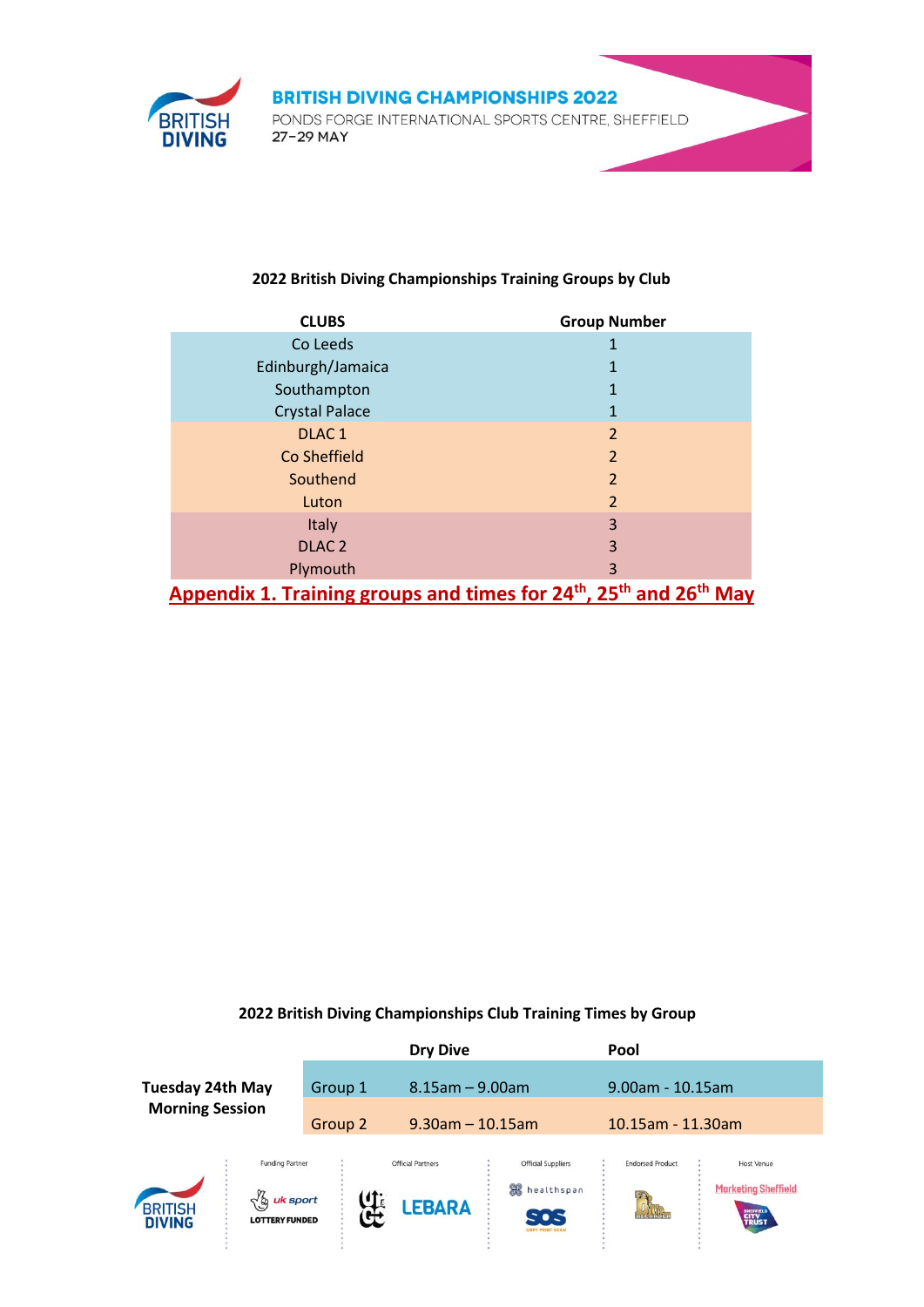## 2022 British Diving Championships Training Groups by Club

| CLUBS | Group Number |
|---|---|
| Co Leeds | 1 |
| Edinburgh/Jamaica | 1 |
| Southampton | 1 |
| Crystal Palace | 1 |
| DLAC 1 | 2 |
| Co Sheffield | 2 |
| Southend | 2 |
| Luton | 2 |
| Italy | 3 |
| DLAC 2 | 3 |
| Plymouth | 3 |

## Appendix 1. Training groups and times for 24th, 25th and 26th May

### 2022 British Diving Championships Club Training Times by Group

| | | Dry Dive | Pool |
|---|---|---|---|
| **Tuesday 24th May Morning Session** | Group 1 | 8.15am – 9.00am | 9.00am - 10.15am |
| | Group 2 | 9.30am – 10.15am | 10.15am - 11.30am |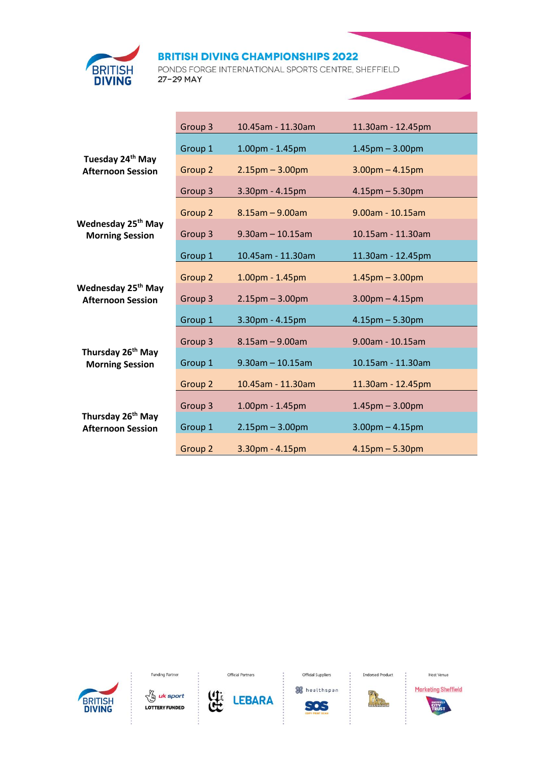# BRITISH DIVING CHAMPIONSHIPS 2022

PONDS FORGE INTERNATIONAL SPORTS CENTRE, SHEFFIELD
27–29 MAY

| | | | |
|---|---|---|---|
| | Group 3 | 10.45am - 11.30am | 11.30am - 12.45pm |
| **Tuesday 24th May Afternoon Session** | Group 1 | 1.00pm - 1.45pm | 1.45pm – 3.00pm |
| | Group 2 | 2.15pm – 3.00pm | 3.00pm – 4.15pm |
| | Group 3 | 3.30pm - 4.15pm | 4.15pm – 5.30pm |
| **Wednesday 25th May Morning Session** | Group 2 | 8.15am – 9.00am | 9.00am - 10.15am |
| | Group 3 | 9.30am – 10.15am | 10.15am - 11.30am |
| | Group 1 | 10.45am - 11.30am | 11.30am - 12.45pm |
| **Wednesday 25th May Afternoon Session** | Group 2 | 1.00pm - 1.45pm | 1.45pm – 3.00pm |
| | Group 3 | 2.15pm – 3.00pm | 3.00pm – 4.15pm |
| | Group 1 | 3.30pm - 4.15pm | 4.15pm – 5.30pm |
| **Thursday 26th May Morning Session** | Group 3 | 8.15am – 9.00am | 9.00am - 10.15am |
| | Group 1 | 9.30am – 10.15am | 10.15am - 11.30am |
| | Group 2 | 10.45am - 11.30am | 11.30am - 12.45pm |
| **Thursday 26th May Afternoon Session** | Group 3 | 1.00pm - 1.45pm | 1.45pm – 3.00pm |
| | Group 1 | 2.15pm – 3.00pm | 3.00pm – 4.15pm |
| | Group 2 | 3.30pm - 4.15pm | 4.15pm – 5.30pm |

Funding Partner | Official Partners | Official Suppliers | Endorsed Product | Host Venue